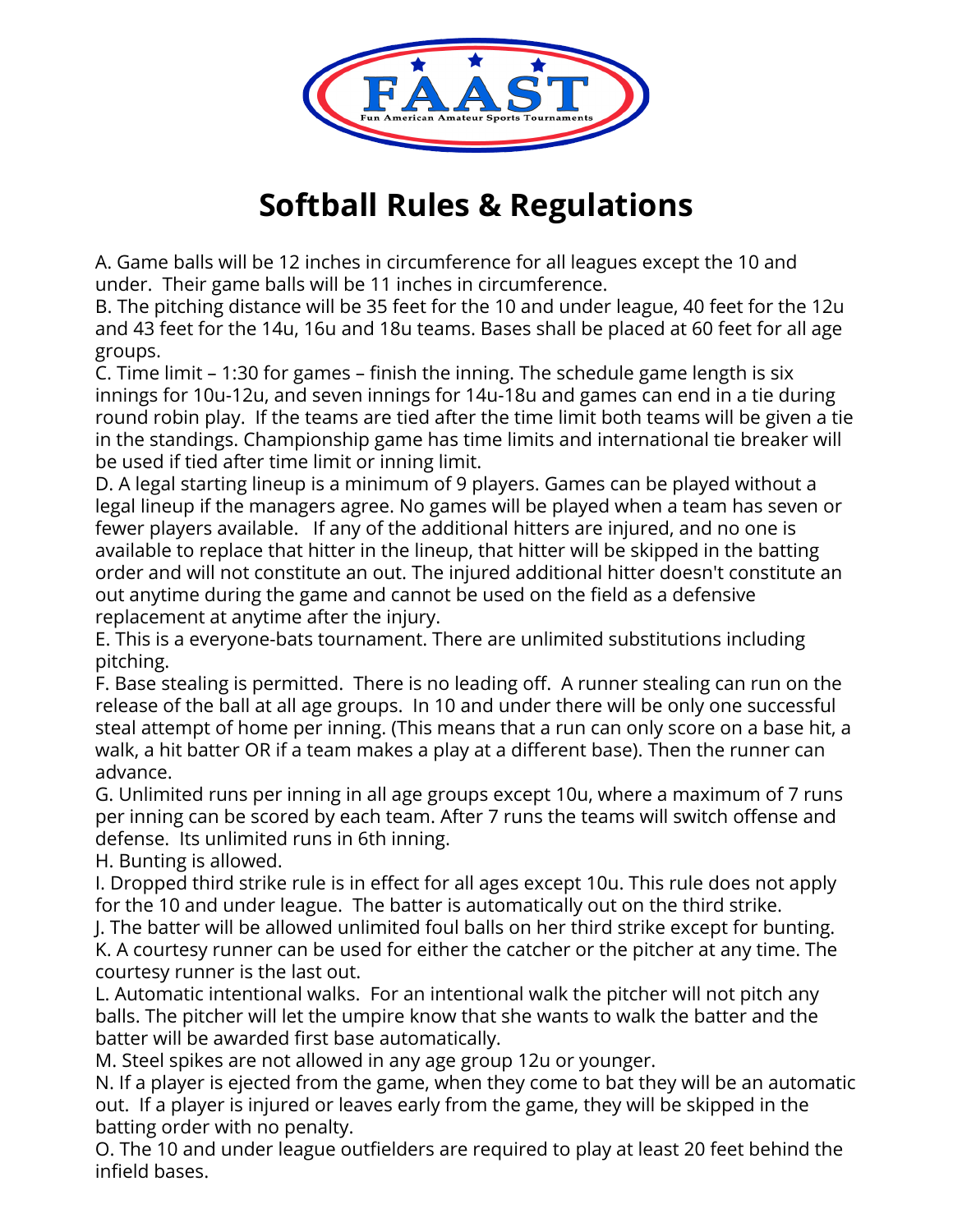FAAST

Fun American Amateur Sports Tournaments

# Softball Rules & Regulations

A. Game balls will be 12 inches in circumference for all leagues except the 10 and under. Their game balls will be 11 inches in circumference.
B. The pitching distance will be 35 feet for the 10 and under league, 40 feet for the 12u and 43 feet for the 14u, 16u and 18u teams. Bases shall be placed at 60 feet for all age groups.
C. Time limit – 1:30 for games – finish the inning. The schedule game length is six innings for 10u-12u, and seven innings for 14u-18u and games can end in a tie during round robin play. If the teams are tied after the time limit both teams will be given a tie in the standings. Championship game has time limits and international tie breaker will be used if tied after time limit or inning limit.
D. A legal starting lineup is a minimum of 9 players. Games can be played without a legal lineup if the managers agree. No games will be played when a team has seven or fewer players available. If any of the additional hitters are injured, and no one is available to replace that hitter in the lineup, that hitter will be skipped in the batting order and will not constitute an out. The injured additional hitter doesn't constitute an out anytime during the game and cannot be used on the field as a defensive replacement at anytime after the injury.
E. This is a everyone-bats tournament. There are unlimited substitutions including pitching.
F. Base stealing is permitted. There is no leading off. A runner stealing can run on the release of the ball at all age groups. In 10 and under there will be only one successful steal attempt of home per inning. (This means that a run can only score on a base hit, a walk, a hit batter OR if a team makes a play at a different base). Then the runner can advance.
G. Unlimited runs per inning in all age groups except 10u, where a maximum of 7 runs per inning can be scored by each team. After 7 runs the teams will switch offense and defense. Its unlimited runs in 6th inning.
H. Bunting is allowed.
I. Dropped third strike rule is in effect for all ages except 10u. This rule does not apply for the 10 and under league. The batter is automatically out on the third strike.
J. The batter will be allowed unlimited foul balls on her third strike except for bunting.
K. A courtesy runner can be used for either the catcher or the pitcher at any time. The courtesy runner is the last out.
L. Automatic intentional walks. For an intentional walk the pitcher will not pitch any balls. The pitcher will let the umpire know that she wants to walk the batter and the batter will be awarded first base automatically.
M. Steel spikes are not allowed in any age group 12u or younger.
N. If a player is ejected from the game, when they come to bat they will be an automatic out. If a player is injured or leaves early from the game, they will be skipped in the batting order with no penalty.
O. The 10 and under league outfielders are required to play at least 20 feet behind the infield bases.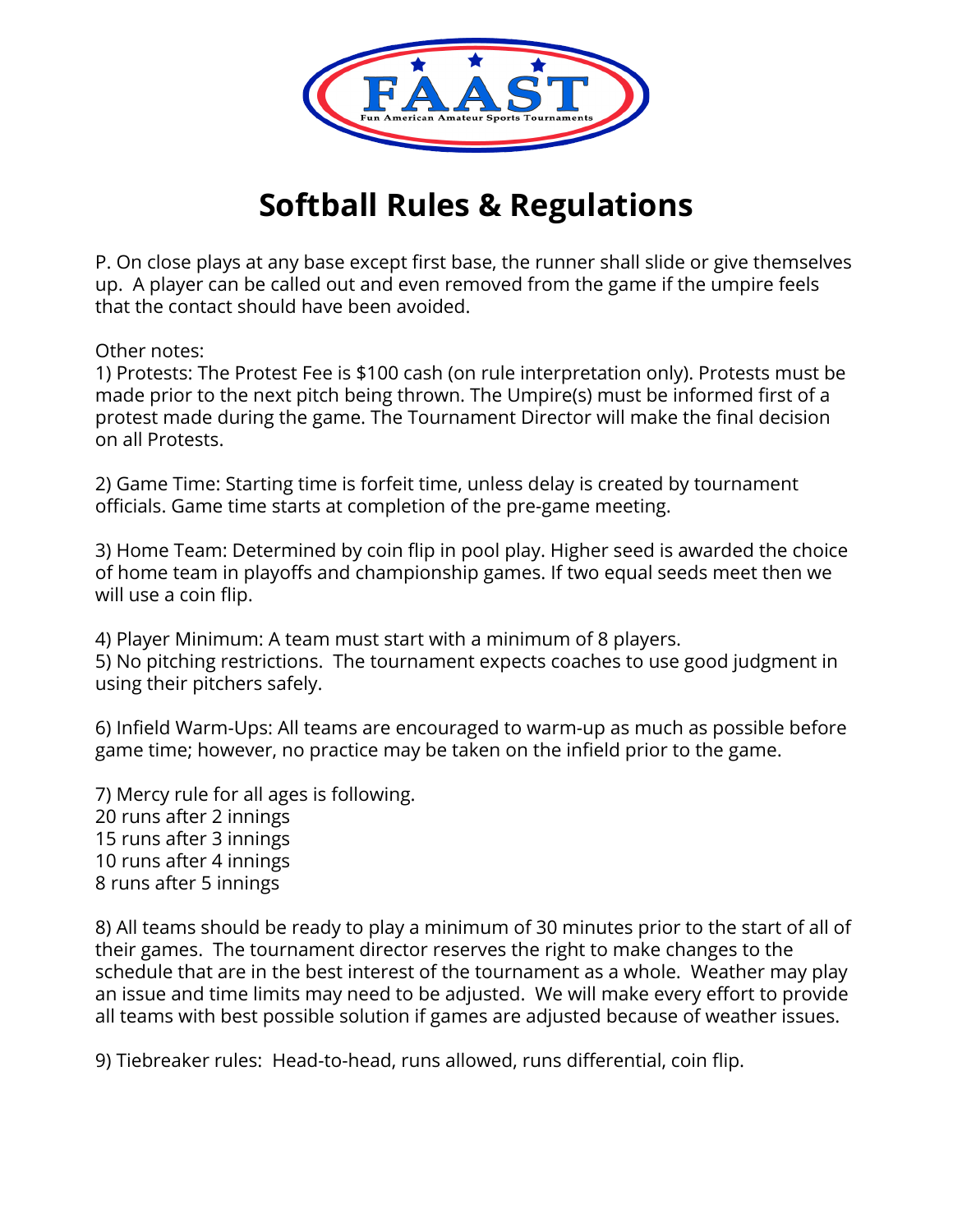# Softball Rules & Regulations

P. On close plays at any base except first base, the runner shall slide or give themselves up. A player can be called out and even removed from the game if the umpire feels that the contact should have been avoided.

Other notes:

1) Protests: The Protest Fee is $100 cash (on rule interpretation only). Protests must be made prior to the next pitch being thrown. The Umpire(s) must be informed first of a protest made during the game. The Tournament Director will make the final decision on all Protests.

2) Game Time: Starting time is forfeit time, unless delay is created by tournament officials. Game time starts at completion of the pre-game meeting.

3) Home Team: Determined by coin flip in pool play. Higher seed is awarded the choice of home team in playoffs and championship games. If two equal seeds meet then we will use a coin flip.

4) Player Minimum: A team must start with a minimum of 8 players.

5) No pitching restrictions. The tournament expects coaches to use good judgment in using their pitchers safely.

6) Infield Warm-Ups: All teams are encouraged to warm-up as much as possible before game time; however, no practice may be taken on the infield prior to the game.

7) Mercy rule for all ages is following.

20 runs after 2 innings

15 runs after 3 innings

10 runs after 4 innings

8 runs after 5 innings

8) All teams should be ready to play a minimum of 30 minutes prior to the start of all of their games. The tournament director reserves the right to make changes to the schedule that are in the best interest of the tournament as a whole. Weather may play an issue and time limits may need to be adjusted. We will make every effort to provide all teams with best possible solution if games are adjusted because of weather issues.

9) Tiebreaker rules: Head-to-head, runs allowed, runs differential, coin flip.